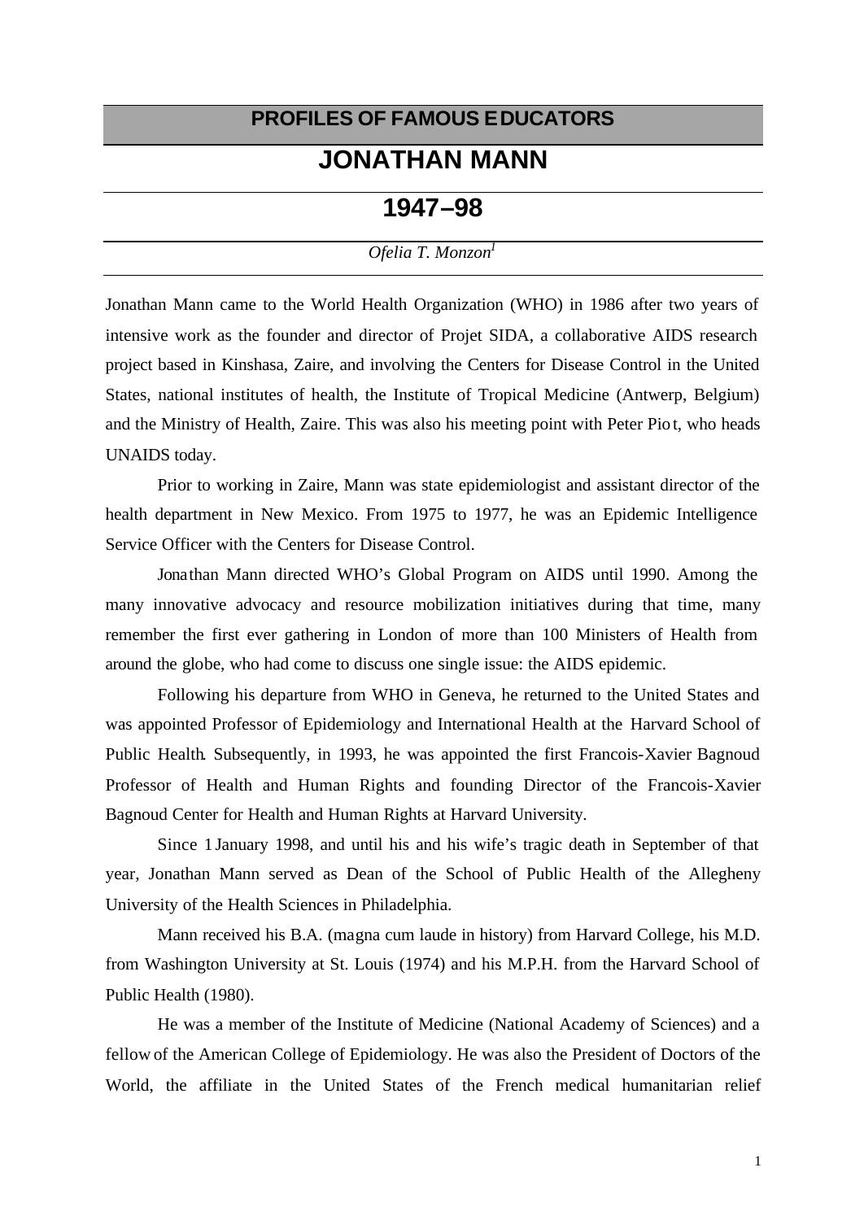## PROFILES OF FAMOUS EDUCATORS

# JONATHAN MANN

## 1947–98

*Ofelia T. Monzon*[1]

Jonathan Mann came to the World Health Organization (WHO) in 1986 after two years of intensive work as the founder and director of Projet SIDA, a collaborative AIDS research project based in Kinshasa, Zaire, and involving the Centers for Disease Control in the United States, national institutes of health, the Institute of Tropical Medicine (Antwerp, Belgium) and the Ministry of Health, Zaire. This was also his meeting point with Peter Piot, who heads UNAIDS today.

Prior to working in Zaire, Mann was state epidemiologist and assistant director of the health department in New Mexico. From 1975 to 1977, he was an Epidemic Intelligence Service Officer with the Centers for Disease Control.

Jonathan Mann directed WHO's Global Program on AIDS until 1990. Among the many innovative advocacy and resource mobilization initiatives during that time, many remember the first ever gathering in London of more than 100 Ministers of Health from around the globe, who had come to discuss one single issue: the AIDS epidemic.

Following his departure from WHO in Geneva, he returned to the United States and was appointed Professor of Epidemiology and International Health at the Harvard School of Public Health. Subsequently, in 1993, he was appointed the first Francois-Xavier Bagnoud Professor of Health and Human Rights and founding Director of the Francois-Xavier Bagnoud Center for Health and Human Rights at Harvard University.

Since 1 January 1998, and until his and his wife's tragic death in September of that year, Jonathan Mann served as Dean of the School of Public Health of the Allegheny University of the Health Sciences in Philadelphia.

Mann received his B.A. (magna cum laude in history) from Harvard College, his M.D. from Washington University at St. Louis (1974) and his M.P.H. from the Harvard School of Public Health (1980).

He was a member of the Institute of Medicine (National Academy of Sciences) and a fellow of the American College of Epidemiology. He was also the President of Doctors of the World, the affiliate in the United States of the French medical humanitarian relief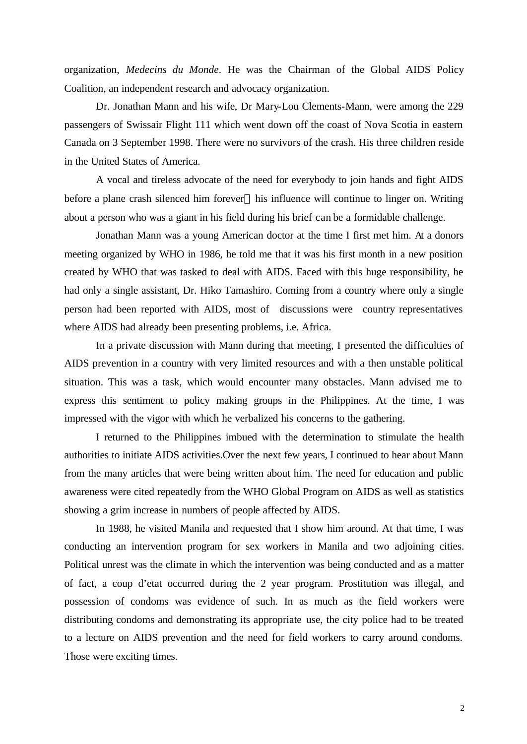organization, *Medecins du Monde*. He was the Chairman of the Global AIDS Policy Coalition, an independent research and advocacy organization.

Dr. Jonathan Mann and his wife, Dr Mary-Lou Clements-Mann, were among the 229 passengers of Swissair Flight 111 which went down off the coast of Nova Scotia in eastern Canada on 3 September 1998. There were no survivors of the crash. His three children reside in the United States of America.

A vocal and tireless advocate of the need for everybody to join hands and fight AIDS before a plane crash silenced him forever his influence will continue to linger on. Writing about a person who was a giant in his field during his brief can be a formidable challenge.

Jonathan Mann was a young American doctor at the time I first met him. At a donors meeting organized by WHO in 1986, he told me that it was his first month in a new position created by WHO that was tasked to deal with AIDS. Faced with this huge responsibility, he had only a single assistant, Dr. Hiko Tamashiro. Coming from a country where only a single person had been reported with AIDS, most of discussions were country representatives where AIDS had already been presenting problems, i.e. Africa.

In a private discussion with Mann during that meeting, I presented the difficulties of AIDS prevention in a country with very limited resources and with a then unstable political situation. This was a task, which would encounter many obstacles. Mann advised me to express this sentiment to policy making groups in the Philippines. At the time, I was impressed with the vigor with which he verbalized his concerns to the gathering.

I returned to the Philippines imbued with the determination to stimulate the health authorities to initiate AIDS activities.Over the next few years, I continued to hear about Mann from the many articles that were being written about him. The need for education and public awareness were cited repeatedly from the WHO Global Program on AIDS as well as statistics showing a grim increase in numbers of people affected by AIDS.

In 1988, he visited Manila and requested that I show him around. At that time, I was conducting an intervention program for sex workers in Manila and two adjoining cities. Political unrest was the climate in which the intervention was being conducted and as a matter of fact, a coup d'etat occurred during the 2 year program. Prostitution was illegal, and possession of condoms was evidence of such. In as much as the field workers were distributing condoms and demonstrating its appropriate use, the city police had to be treated to a lecture on AIDS prevention and the need for field workers to carry around condoms. Those were exciting times.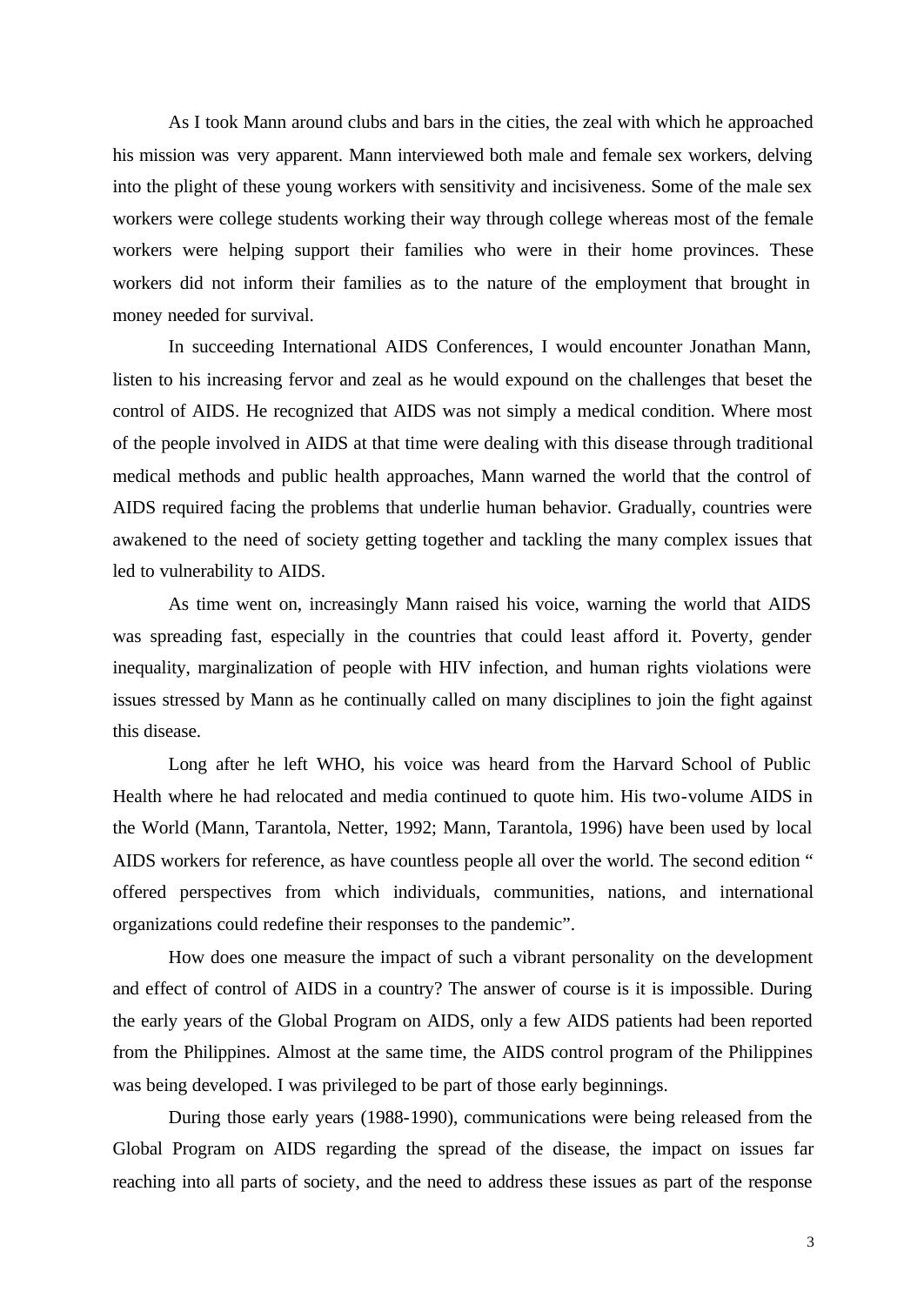As I took Mann around clubs and bars in the cities, the zeal with which he approached his mission was very apparent. Mann interviewed both male and female sex workers, delving into the plight of these young workers with sensitivity and incisiveness. Some of the male sex workers were college students working their way through college whereas most of the female workers were helping support their families who were in their home provinces. These workers did not inform their families as to the nature of the employment that brought in money needed for survival.

In succeeding International AIDS Conferences, I would encounter Jonathan Mann, listen to his increasing fervor and zeal as he would expound on the challenges that beset the control of AIDS. He recognized that AIDS was not simply a medical condition. Where most of the people involved in AIDS at that time were dealing with this disease through traditional medical methods and public health approaches, Mann warned the world that the control of AIDS required facing the problems that underlie human behavior. Gradually, countries were awakened to the need of society getting together and tackling the many complex issues that led to vulnerability to AIDS.

As time went on, increasingly Mann raised his voice, warning the world that AIDS was spreading fast, especially in the countries that could least afford it. Poverty, gender inequality, marginalization of people with HIV infection, and human rights violations were issues stressed by Mann as he continually called on many disciplines to join the fight against this disease.

Long after he left WHO, his voice was heard from the Harvard School of Public Health where he had relocated and media continued to quote him. His two-volume AIDS in the World (Mann, Tarantola, Netter, 1992; Mann, Tarantola, 1996) have been used by local AIDS workers for reference, as have countless people all over the world. The second edition " offered perspectives from which individuals, communities, nations, and international organizations could redefine their responses to the pandemic".

How does one measure the impact of such a vibrant personality on the development and effect of control of AIDS in a country? The answer of course is it is impossible. During the early years of the Global Program on AIDS, only a few AIDS patients had been reported from the Philippines. Almost at the same time, the AIDS control program of the Philippines was being developed. I was privileged to be part of those early beginnings.

During those early years (1988-1990), communications were being released from the Global Program on AIDS regarding the spread of the disease, the impact on issues far reaching into all parts of society, and the need to address these issues as part of the response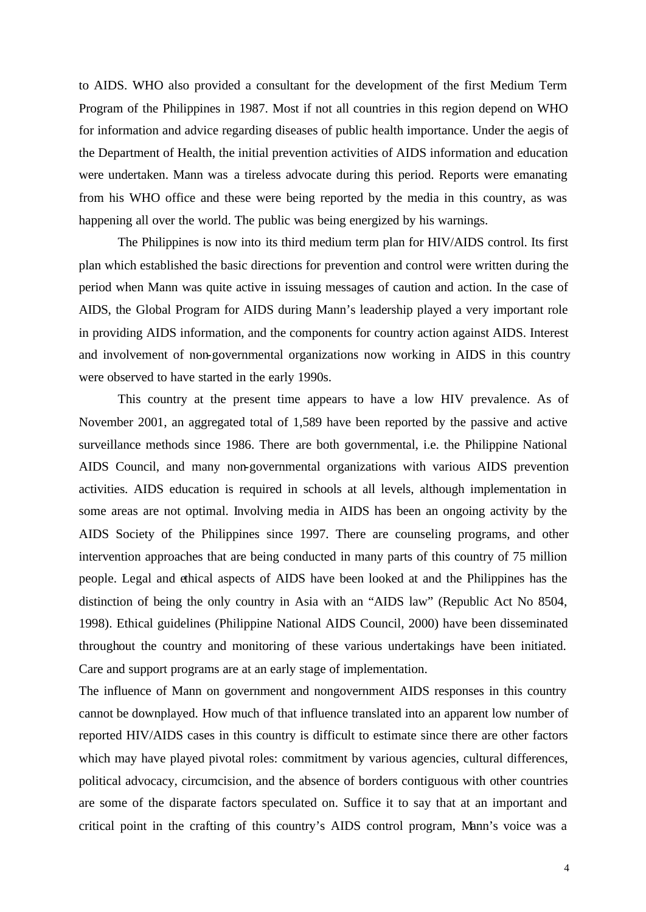to AIDS. WHO also provided a consultant for the development of the first Medium Term Program of the Philippines in 1987. Most if not all countries in this region depend on WHO for information and advice regarding diseases of public health importance. Under the aegis of the Department of Health, the initial prevention activities of AIDS information and education were undertaken. Mann was a tireless advocate during this period. Reports were emanating from his WHO office and these were being reported by the media in this country, as was happening all over the world. The public was being energized by his warnings.

The Philippines is now into its third medium term plan for HIV/AIDS control. Its first plan which established the basic directions for prevention and control were written during the period when Mann was quite active in issuing messages of caution and action. In the case of AIDS, the Global Program for AIDS during Mann's leadership played a very important role in providing AIDS information, and the components for country action against AIDS. Interest and involvement of non-governmental organizations now working in AIDS in this country were observed to have started in the early 1990s.

This country at the present time appears to have a low HIV prevalence. As of November 2001, an aggregated total of 1,589 have been reported by the passive and active surveillance methods since 1986. There are both governmental, i.e. the Philippine National AIDS Council, and many non-governmental organizations with various AIDS prevention activities. AIDS education is required in schools at all levels, although implementation in some areas are not optimal. Involving media in AIDS has been an ongoing activity by the AIDS Society of the Philippines since 1997. There are counseling programs, and other intervention approaches that are being conducted in many parts of this country of 75 million people. Legal and ethical aspects of AIDS have been looked at and the Philippines has the distinction of being the only country in Asia with an "AIDS law" (Republic Act No 8504, 1998). Ethical guidelines (Philippine National AIDS Council, 2000) have been disseminated throughout the country and monitoring of these various undertakings have been initiated. Care and support programs are at an early stage of implementation.

The influence of Mann on government and nongovernment AIDS responses in this country cannot be downplayed. How much of that influence translated into an apparent low number of reported HIV/AIDS cases in this country is difficult to estimate since there are other factors which may have played pivotal roles: commitment by various agencies, cultural differences, political advocacy, circumcision, and the absence of borders contiguous with other countries are some of the disparate factors speculated on. Suffice it to say that at an important and critical point in the crafting of this country's AIDS control program, Mann's voice was a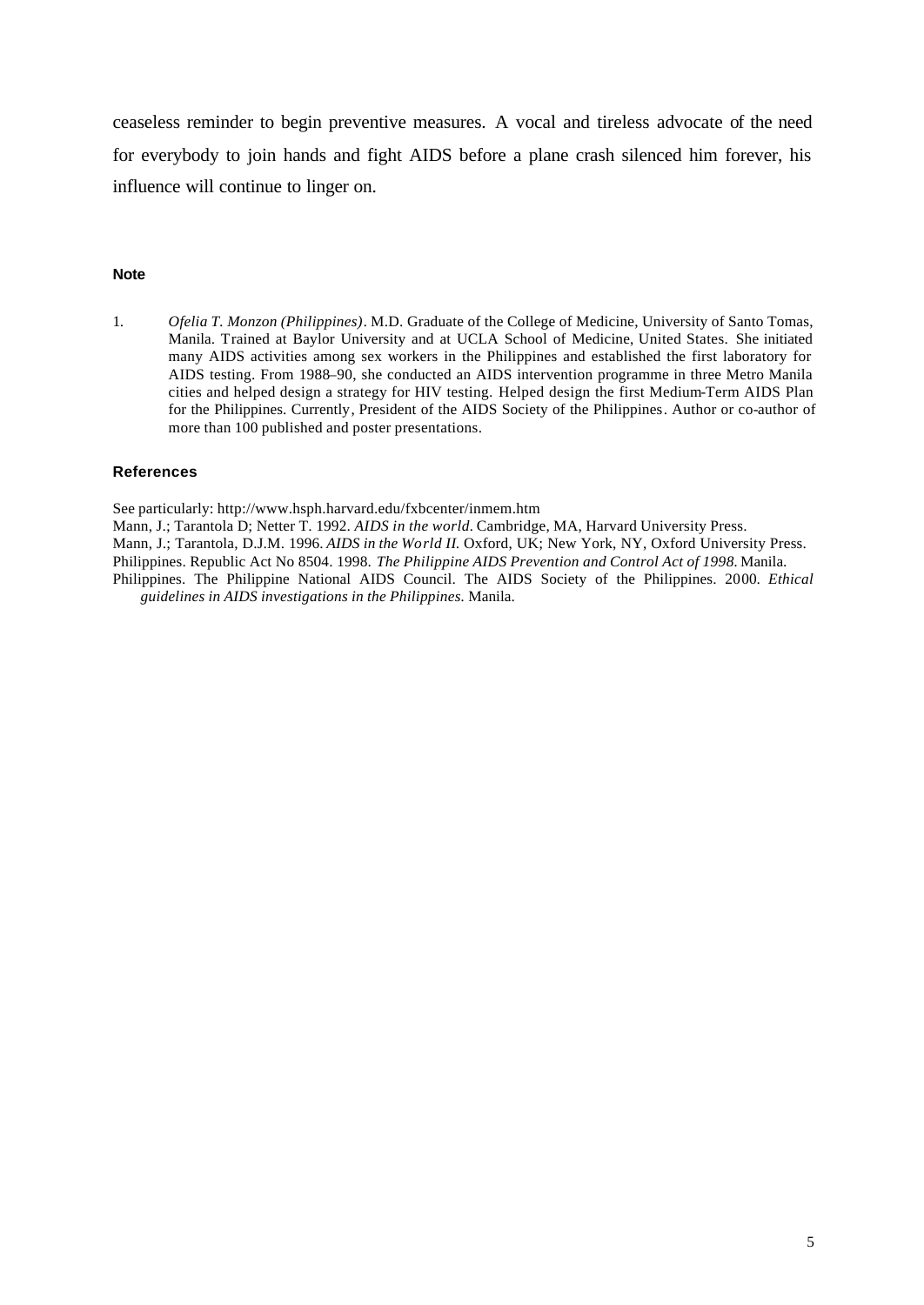ceaseless reminder to begin preventive measures. A vocal and tireless advocate of the need for everybody to join hands and fight AIDS before a plane crash silenced him forever, his influence will continue to linger on.

#### Note

1. *Ofelia T. Monzon (Philippines)*. M.D. Graduate of the College of Medicine, University of Santo Tomas, Manila. Trained at Baylor University and at UCLA School of Medicine, United States. She initiated many AIDS activities among sex workers in the Philippines and established the first laboratory for AIDS testing. From 1988–90, she conducted an AIDS intervention programme in three Metro Manila cities and helped design a strategy for HIV testing. Helped design the first Medium-Term AIDS Plan for the Philippines. Currently, President of the AIDS Society of the Philippines. Author or co-author of more than 100 published and poster presentations.

#### References

See particularly: http://www.hsph.harvard.edu/fxbcenter/inmem.htm

Mann, J.; Tarantola D; Netter T. 1992. *AIDS in the world*. Cambridge, MA, Harvard University Press.

Mann, J.; Tarantola, D.J.M. 1996. *AIDS in the World II.* Oxford, UK; New York, NY, Oxford University Press.

Philippines. Republic Act No 8504. 1998. *The Philippine AIDS Prevention and Control Act of 1998.* Manila.

Philippines. The Philippine National AIDS Council. The AIDS Society of the Philippines. 2000. *Ethical guidelines in AIDS investigations in the Philippines.* Manila.